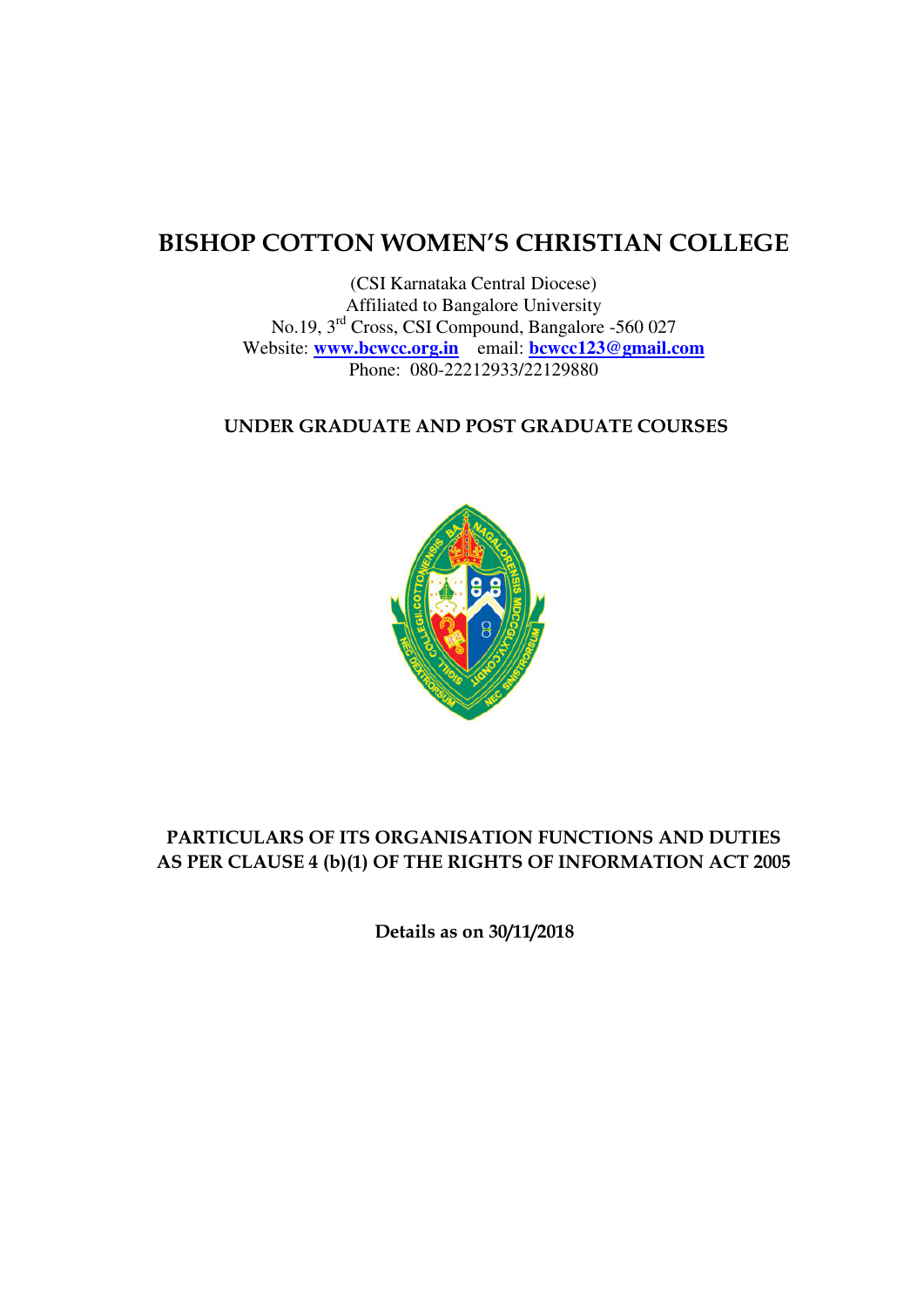# BISHOP COTTON WOMEN'S CHRISTIAN COLLEGE

(CSI Karnataka Central Diocese)
Affiliated to Bangalore University
No.19, 3rd Cross, CSI Compound, Bangalore -560 027
Website: **www.bcwcc.org.in** email: **bcwcc123@gmail.com**
Phone: 080-22212933/22129880

## UNDER GRADUATE AND POST GRADUATE COURSES

## PARTICULARS OF ITS ORGANISATION FUNCTIONS AND DUTIES AS PER CLAUSE 4 (b)(1) OF THE RIGHTS OF INFORMATION ACT 2005

**Details as on 30/11/2018**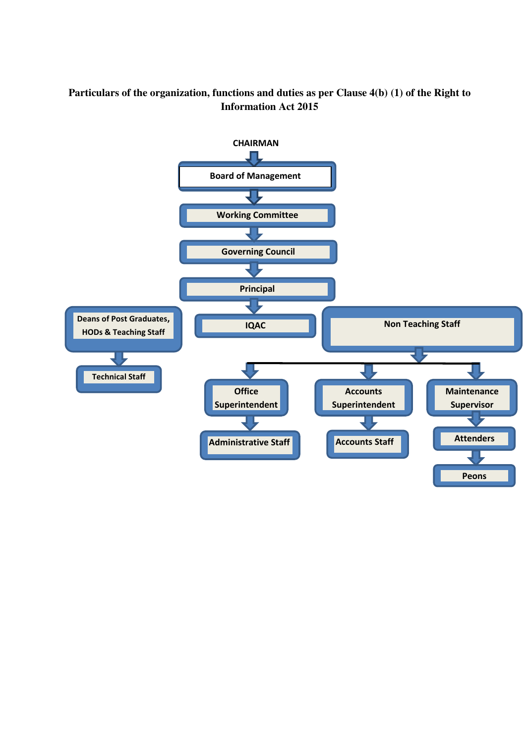**Particulars of the organization, functions and duties as per Clause 4(b) (1) of the Right to Information Act 2015**

CHAIRMAN

↓

Board of Management

↓

Working Committee

↓

Governing Council

↓

Principal

↓

IQAC

Deans of Post Graduates, HODs & Teaching Staff

↓

Technical Staff

Non Teaching Staff

↓

Office Superintendent → Administrative Staff

Accounts Superintendent → Accounts Staff

Maintenance Supervisor → Attenders → Peons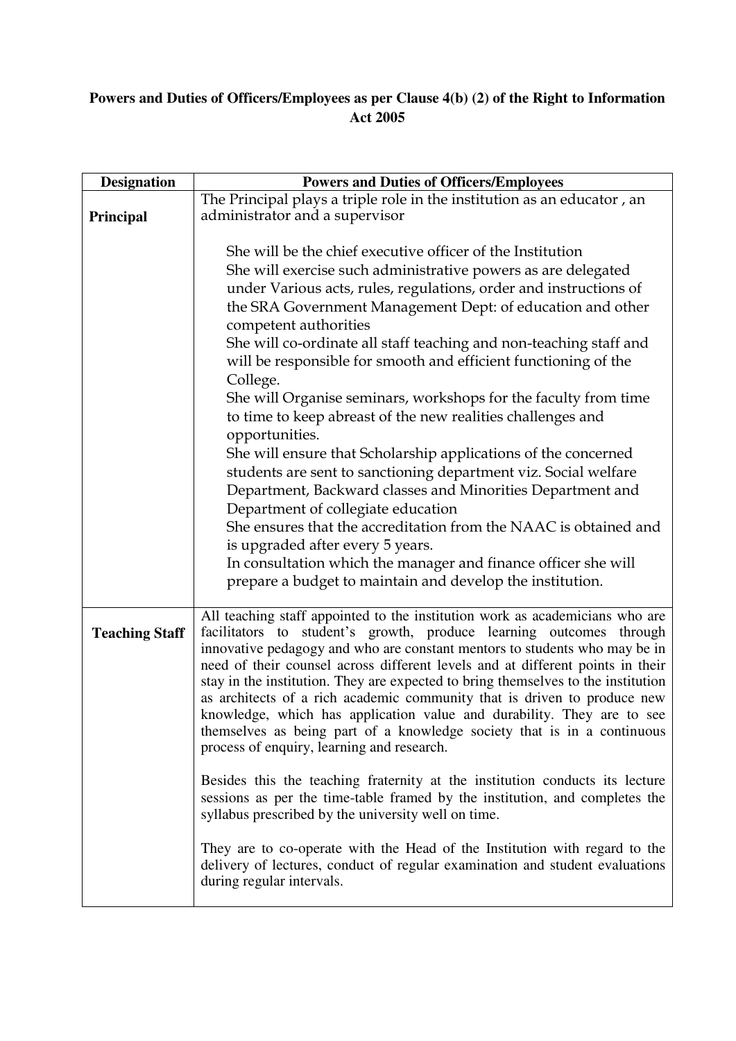**Powers and Duties of Officers/Employees as per Clause 4(b) (2) of the Right to Information Act 2005**

| Designation | Powers and Duties of Officers/Employees |
|---|---|
| **Principal** | The Principal plays a triple role in the institution as an educator , an administrator and a supervisor<br><br>She will be the chief executive officer of the Institution<br>She will exercise such administrative powers as are delegated under Various acts, rules, regulations, order and instructions of the SRA Government Management Dept: of education and other competent authorities<br>She will co-ordinate all staff teaching and non-teaching staff and will be responsible for smooth and efficient functioning of the College.<br>She will Organise seminars, workshops for the faculty from time to time to keep abreast of the new realities challenges and opportunities.<br>She will ensure that Scholarship applications of the concerned students are sent to sanctioning department viz. Social welfare Department, Backward classes and Minorities Department and Department of collegiate education<br>She ensures that the accreditation from the NAAC is obtained and is upgraded after every 5 years.<br>In consultation which the manager and finance officer she will prepare a budget to maintain and develop the institution. |
| **Teaching Staff** | All teaching staff appointed to the institution work as academicians who are facilitators to student's growth, produce learning outcomes through innovative pedagogy and who are constant mentors to students who may be in need of their counsel across different levels and at different points in their stay in the institution. They are expected to bring themselves to the institution as architects of a rich academic community that is driven to produce new knowledge, which has application value and durability. They are to see themselves as being part of a knowledge society that is in a continuous process of enquiry, learning and research.<br><br>Besides this the teaching fraternity at the institution conducts its lecture sessions as per the time-table framed by the institution, and completes the syllabus prescribed by the university well on time.<br><br>They are to co-operate with the Head of the Institution with regard to the delivery of lectures, conduct of regular examination and student evaluations during regular intervals. |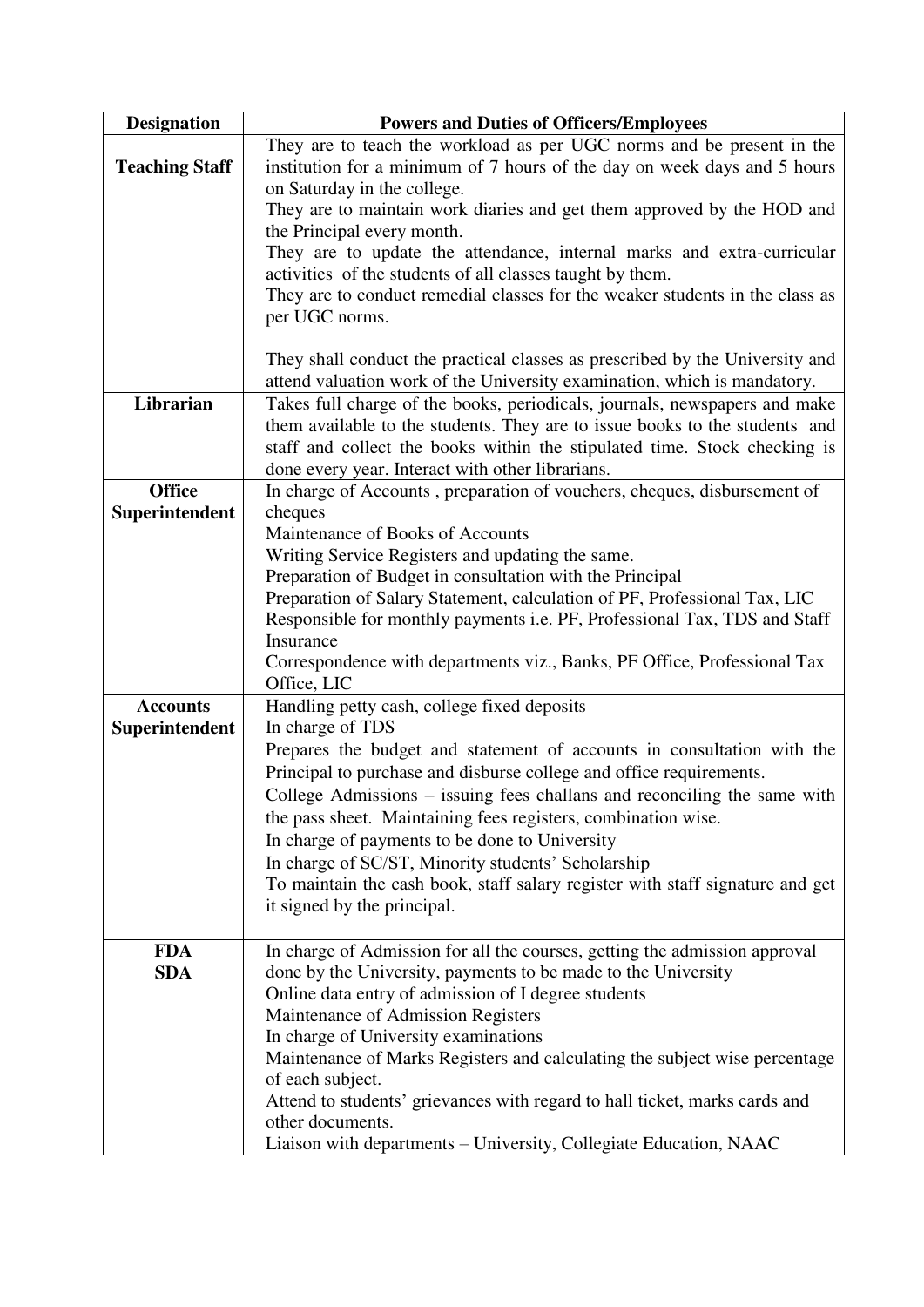| Designation | Powers and Duties of Officers/Employees |
| --- | --- |
| **Teaching Staff** | They are to teach the workload as per UGC norms and be present in the institution for a minimum of 7 hours of the day on week days and 5 hours on Saturday in the college.<br>They are to maintain work diaries and get them approved by the HOD and the Principal every month.<br>They are to update the attendance, internal marks and extra-curricular activities of the students of all classes taught by them.<br>They are to conduct remedial classes for the weaker students in the class as per UGC norms.<br><br>They shall conduct the practical classes as prescribed by the University and attend valuation work of the University examination, which is mandatory. |
| **Librarian** | Takes full charge of the books, periodicals, journals, newspapers and make them available to the students. They are to issue books to the students and staff and collect the books within the stipulated time. Stock checking is done every year. Interact with other librarians. |
| **Office Superintendent** | In charge of Accounts , preparation of vouchers, cheques, disbursement of cheques<br>Maintenance of Books of Accounts<br>Writing Service Registers and updating the same.<br>Preparation of Budget in consultation with the Principal<br>Preparation of Salary Statement, calculation of PF, Professional Tax, LIC<br>Responsible for monthly payments i.e. PF, Professional Tax, TDS and Staff Insurance<br>Correspondence with departments viz., Banks, PF Office, Professional Tax Office, LIC |
| **Accounts Superintendent** | Handling petty cash, college fixed deposits<br>In charge of TDS<br>Prepares the budget and statement of accounts in consultation with the Principal to purchase and disburse college and office requirements.<br>College Admissions – issuing fees challans and reconciling the same with the pass sheet. Maintaining fees registers, combination wise.<br>In charge of payments to be done to University<br>In charge of SC/ST, Minority students' Scholarship<br>To maintain the cash book, staff salary register with staff signature and get it signed by the principal. |
| **FDA**<br>**SDA** | In charge of Admission for all the courses, getting the admission approval done by the University, payments to be made to the University<br>Online data entry of admission of I degree students<br>Maintenance of Admission Registers<br>In charge of University examinations<br>Maintenance of Marks Registers and calculating the subject wise percentage of each subject.<br>Attend to students' grievances with regard to hall ticket, marks cards and other documents.<br>Liaison with departments – University, Collegiate Education, NAAC |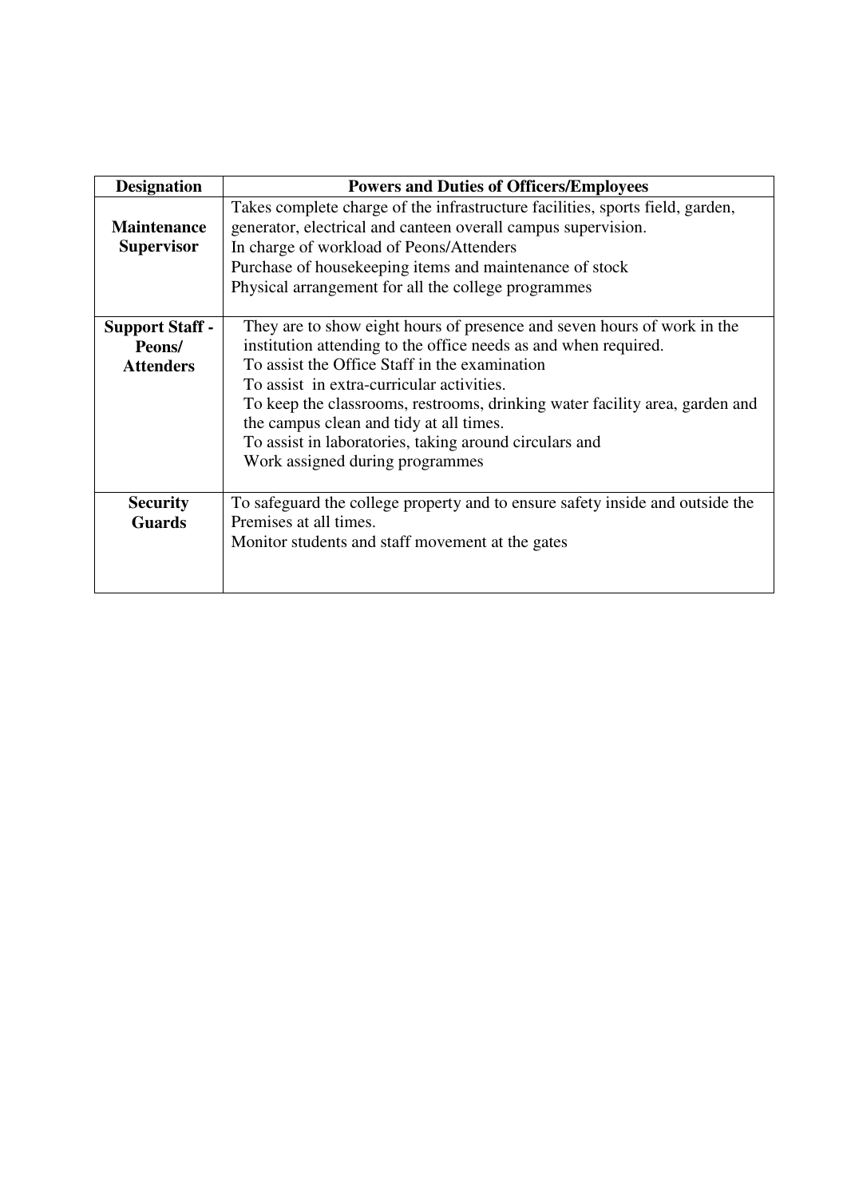| Designation | Powers and Duties of Officers/Employees |
|---|---|
| **Maintenance Supervisor** | Takes complete charge of the infrastructure facilities, sports field, garden, generator, electrical and canteen overall campus supervision.<br>In charge of workload of Peons/Attenders<br>Purchase of housekeeping items and maintenance of stock<br>Physical arrangement for all the college programmes |
| **Support Staff - Peons/ Attenders** | They are to show eight hours of presence and seven hours of work in the institution attending to the office needs as and when required.<br>To assist the Office Staff in the examination<br>To assist in extra-curricular activities.<br>To keep the classrooms, restrooms, drinking water facility area, garden and the campus clean and tidy at all times.<br>To assist in laboratories, taking around circulars and<br>Work assigned during programmes |
| **Security Guards** | To safeguard the college property and to ensure safety inside and outside the Premises at all times.<br>Monitor students and staff movement at the gates |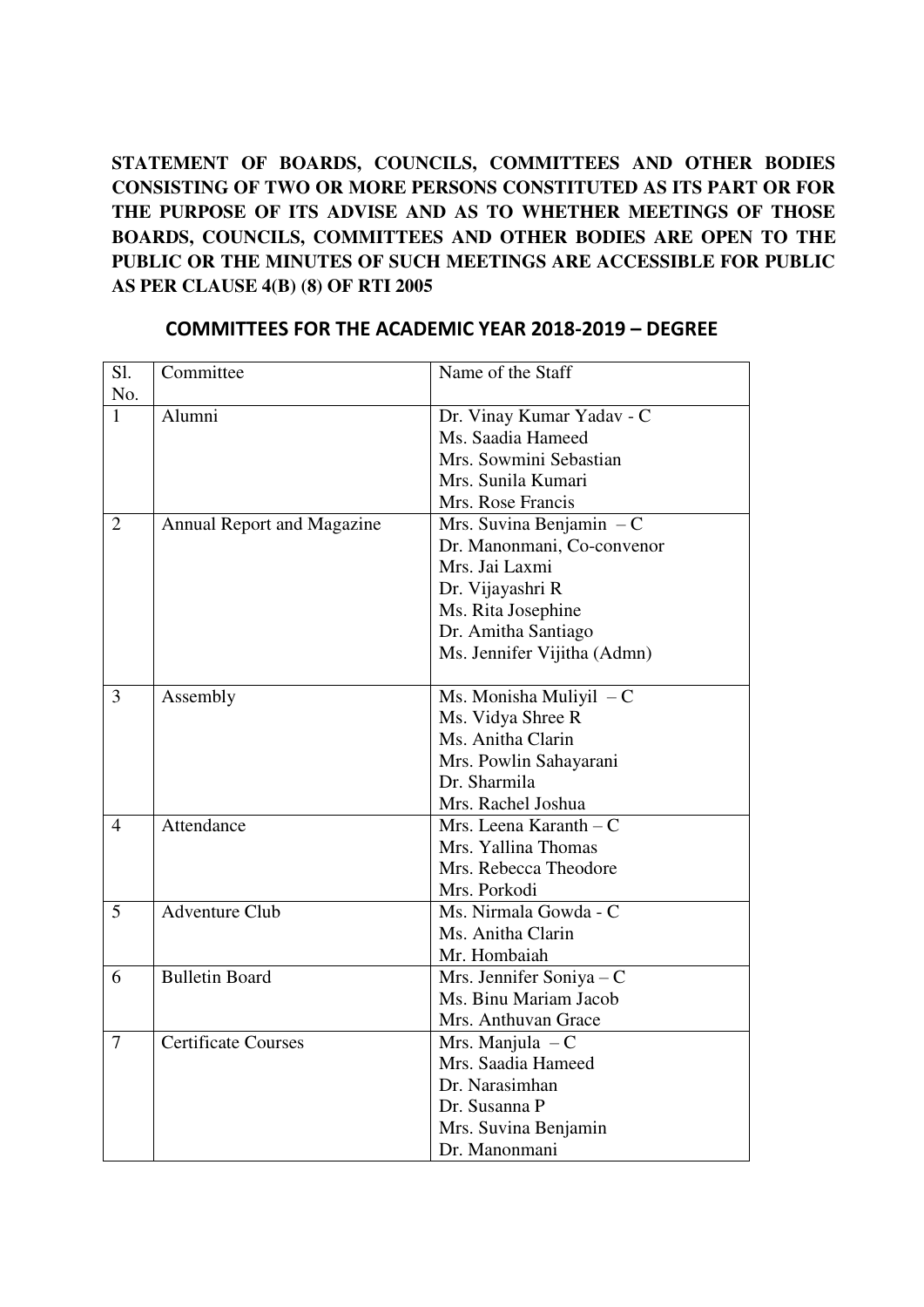**STATEMENT OF BOARDS, COUNCILS, COMMITTEES AND OTHER BODIES CONSISTING OF TWO OR MORE PERSONS CONSTITUTED AS ITS PART OR FOR THE PURPOSE OF ITS ADVISE AND AS TO WHETHER MEETINGS OF THOSE BOARDS, COUNCILS, COMMITTEES AND OTHER BODIES ARE OPEN TO THE PUBLIC OR THE MINUTES OF SUCH MEETINGS ARE ACCESSIBLE FOR PUBLIC AS PER CLAUSE 4(B) (8) OF RTI 2005**

## COMMITTEES FOR THE ACADEMIC YEAR 2018-2019 – DEGREE

| Sl. No. | Committee | Name of the Staff |
|---|---|---|
| 1 | Alumni | Dr. Vinay Kumar Yadav - C<br>Ms. Saadia Hameed<br>Mrs. Sowmini Sebastian<br>Mrs. Sunila Kumari<br>Mrs. Rose Francis |
| 2 | Annual Report and Magazine | Mrs. Suvina Benjamin – C<br>Dr. Manonmani, Co-convenor<br>Mrs. Jai Laxmi<br>Dr. Vijayashri R<br>Ms. Rita Josephine<br>Dr. Amitha Santiago<br>Ms. Jennifer Vijitha (Admn) |
| 3 | Assembly | Ms. Monisha Muliyil – C<br>Ms. Vidya Shree R<br>Ms. Anitha Clarin<br>Mrs. Powlin Sahayarani<br>Dr. Sharmila<br>Mrs. Rachel Joshua |
| 4 | Attendance | Mrs. Leena Karanth – C<br>Mrs. Yallina Thomas<br>Mrs. Rebecca Theodore<br>Mrs. Porkodi |
| 5 | Adventure Club | Ms. Nirmala Gowda - C<br>Ms. Anitha Clarin<br>Mr. Hombaiah |
| 6 | Bulletin Board | Mrs. Jennifer Soniya – C<br>Ms. Binu Mariam Jacob<br>Mrs. Anthuvan Grace |
| 7 | Certificate Courses | Mrs. Manjula – C<br>Mrs. Saadia Hameed<br>Dr. Narasimhan<br>Dr. Susanna P<br>Mrs. Suvina Benjamin<br>Dr. Manonmani |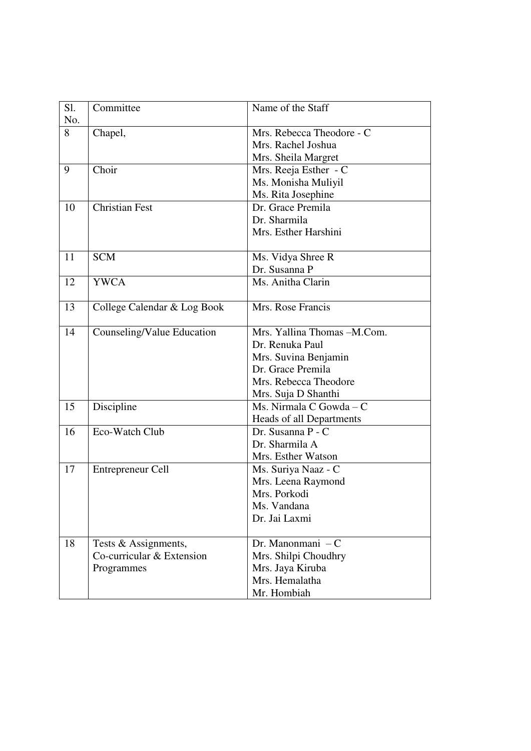| Sl. No. | Committee | Name of the Staff |
|---|---|---|
| 8 | Chapel, | Mrs. Rebecca Theodore - C<br>Mrs. Rachel Joshua<br>Mrs. Sheila Margret |
| 9 | Choir | Mrs. Reeja Esther - C<br>Ms. Monisha Muliyil<br>Ms. Rita Josephine |
| 10 | Christian Fest | Dr. Grace Premila<br>Dr. Sharmila<br>Mrs. Esther Harshini |
| 11 | SCM | Ms. Vidya Shree R<br>Dr. Susanna P |
| 12 | YWCA | Ms. Anitha Clarin |
| 13 | College Calendar & Log Book | Mrs. Rose Francis |
| 14 | Counseling/Value Education | Mrs. Yallina Thomas –M.Com.<br>Dr. Renuka Paul<br>Mrs. Suvina Benjamin<br>Dr. Grace Premila<br>Mrs. Rebecca Theodore<br>Mrs. Suja D Shanthi |
| 15 | Discipline | Ms. Nirmala C Gowda – C<br>Heads of all Departments |
| 16 | Eco-Watch Club | Dr. Susanna P - C<br>Dr. Sharmila A<br>Mrs. Esther Watson |
| 17 | Entrepreneur Cell | Ms. Suriya Naaz - C<br>Mrs. Leena Raymond<br>Mrs. Porkodi<br>Ms. Vandana<br>Dr. Jai Laxmi |
| 18 | Tests & Assignments, Co-curricular & Extension Programmes | Dr. Manonmani – C<br>Mrs. Shilpi Choudhry<br>Mrs. Jaya Kiruba<br>Mrs. Hemalatha<br>Mr. Hombiah |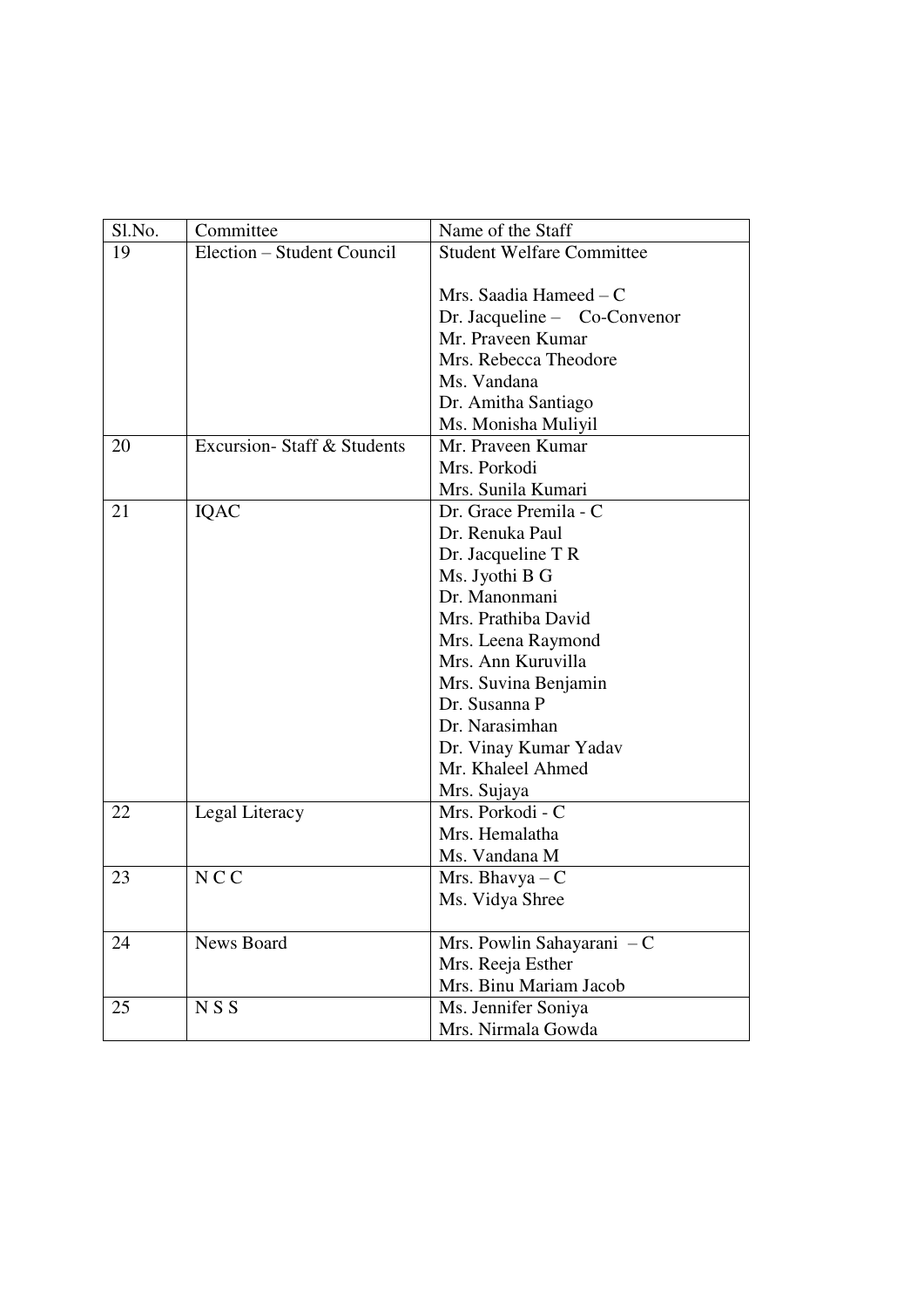| Sl.No. | Committee | Name of the Staff |
|---|---|---|
| 19 | Election – Student Council | Student Welfare Committee<br><br>Mrs. Saadia Hameed – C<br>Dr. Jacqueline – Co-Convenor<br>Mr. Praveen Kumar<br>Mrs. Rebecca Theodore<br>Ms. Vandana<br>Dr. Amitha Santiago<br>Ms. Monisha Muliyil |
| 20 | Excursion- Staff & Students | Mr. Praveen Kumar<br>Mrs. Porkodi<br>Mrs. Sunila Kumari |
| 21 | IQAC | Dr. Grace Premila - C<br>Dr. Renuka Paul<br>Dr. Jacqueline T R<br>Ms. Jyothi B G<br>Dr. Manonmani<br>Mrs. Prathiba David<br>Mrs. Leena Raymond<br>Mrs. Ann Kuruvilla<br>Mrs. Suvina Benjamin<br>Dr. Susanna P<br>Dr. Narasimhan<br>Dr. Vinay Kumar Yadav<br>Mr. Khaleel Ahmed<br>Mrs. Sujaya |
| 22 | Legal Literacy | Mrs. Porkodi - C<br>Mrs. Hemalatha<br>Ms. Vandana M |
| 23 | N C C | Mrs. Bhavya – C<br>Ms. Vidya Shree |
| 24 | News Board | Mrs. Powlin Sahayarani – C<br>Mrs. Reeja Esther<br>Mrs. Binu Mariam Jacob |
| 25 | N S S | Ms. Jennifer Soniya<br>Mrs. Nirmala Gowda |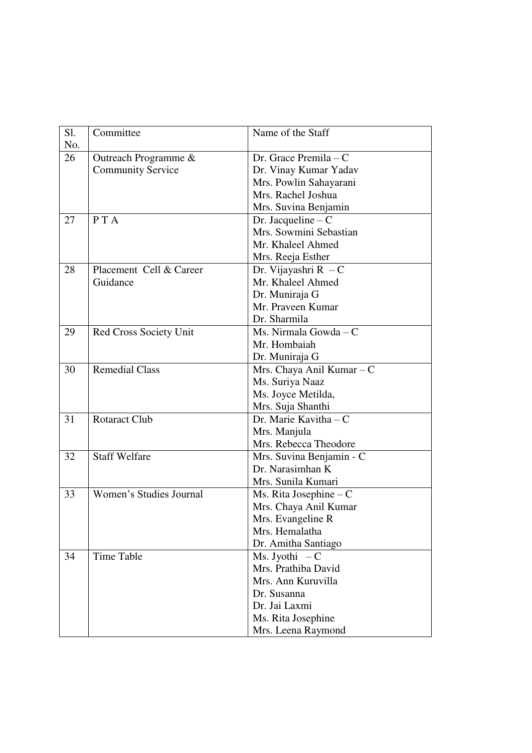| Sl. No. | Committee | Name of the Staff |
|---|---|---|
| 26 | Outreach Programme & Community Service | Dr. Grace Premila – C<br>Dr. Vinay Kumar Yadav<br>Mrs. Powlin Sahayarani<br>Mrs. Rachel Joshua<br>Mrs. Suvina Benjamin |
| 27 | P T A | Dr. Jacqueline – C<br>Mrs. Sowmini Sebastian<br>Mr. Khaleel Ahmed<br>Mrs. Reeja Esther |
| 28 | Placement Cell & Career Guidance | Dr. Vijayashri R – C<br>Mr. Khaleel Ahmed<br>Dr. Muniraja G<br>Mr. Praveen Kumar<br>Dr. Sharmila |
| 29 | Red Cross Society Unit | Ms. Nirmala Gowda – C<br>Mr. Hombaiah<br>Dr. Muniraja G |
| 30 | Remedial Class | Mrs. Chaya Anil Kumar – C<br>Ms. Suriya Naaz<br>Ms. Joyce Metilda,<br>Mrs. Suja Shanthi |
| 31 | Rotaract Club | Dr. Marie Kavitha – C<br>Mrs. Manjula<br>Mrs. Rebecca Theodore |
| 32 | Staff Welfare | Mrs. Suvina Benjamin - C<br>Dr. Narasimhan K<br>Mrs. Sunila Kumari |
| 33 | Women's Studies Journal | Ms. Rita Josephine – C<br>Mrs. Chaya Anil Kumar<br>Mrs. Evangeline R<br>Mrs. Hemalatha<br>Dr. Amitha Santiago |
| 34 | Time Table | Ms. Jyothi – C<br>Mrs. Prathiba David<br>Mrs. Ann Kuruvilla<br>Dr. Susanna<br>Dr. Jai Laxmi<br>Ms. Rita Josephine<br>Mrs. Leena Raymond |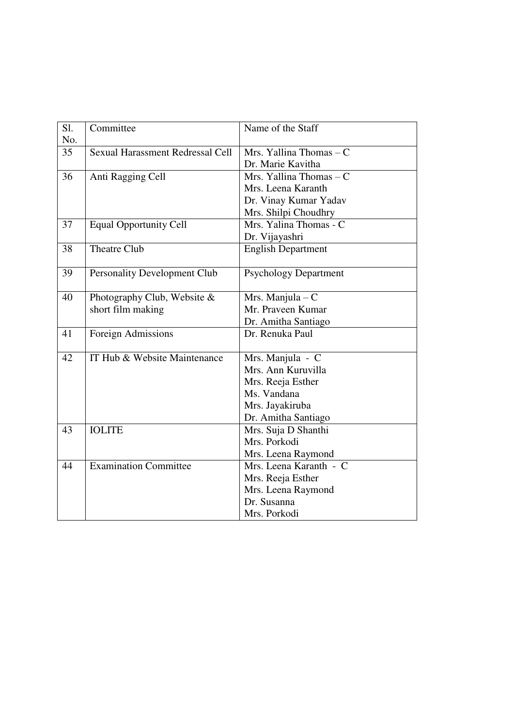| Sl. No. | Committee | Name of the Staff |
|---|---|---|
| 35 | Sexual Harassment Redressal Cell | Mrs. Yallina Thomas – C<br>Dr. Marie Kavitha |
| 36 | Anti Ragging Cell | Mrs. Yallina Thomas – C<br>Mrs. Leena Karanth<br>Dr. Vinay Kumar Yadav<br>Mrs. Shilpi Choudhry |
| 37 | Equal Opportunity Cell | Mrs. Yalina Thomas - C<br>Dr. Vijayashri |
| 38 | Theatre Club | English Department |
| 39 | Personality Development Club | Psychology Department |
| 40 | Photography Club, Website & short film making | Mrs. Manjula – C<br>Mr. Praveen Kumar<br>Dr. Amitha Santiago |
| 41 | Foreign Admissions | Dr. Renuka Paul |
| 42 | IT Hub & Website Maintenance | Mrs. Manjula - C<br>Mrs. Ann Kuruvilla<br>Mrs. Reeja Esther<br>Ms. Vandana<br>Mrs. Jayakiruba<br>Dr. Amitha Santiago |
| 43 | IOLITE | Mrs. Suja D Shanthi<br>Mrs. Porkodi<br>Mrs. Leena Raymond |
| 44 | Examination Committee | Mrs. Leena Karanth - C<br>Mrs. Reeja Esther<br>Mrs. Leena Raymond<br>Dr. Susanna<br>Mrs. Porkodi |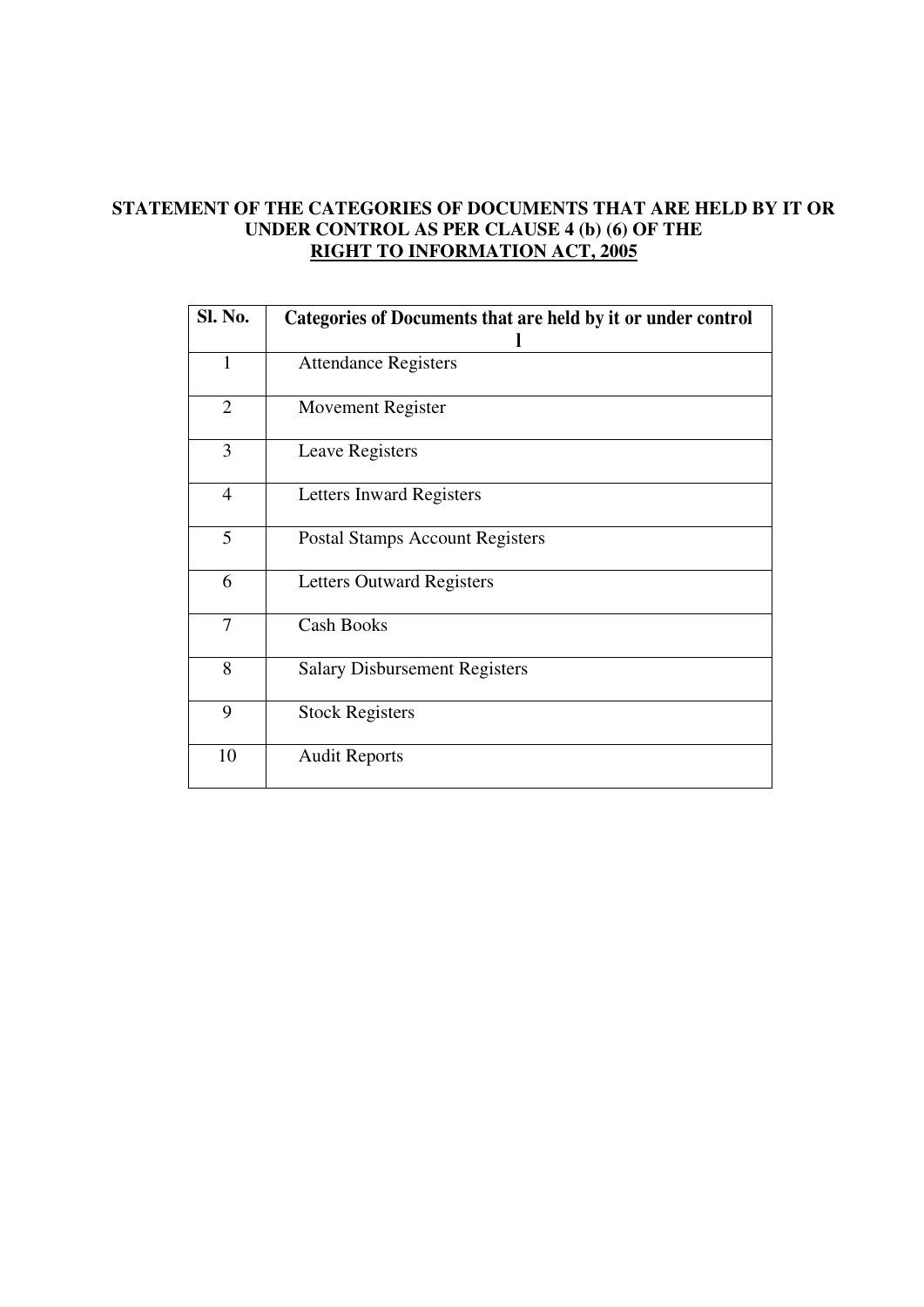**STATEMENT OF THE CATEGORIES OF DOCUMENTS THAT ARE HELD BY IT OR UNDER CONTROL AS PER CLAUSE 4 (b) (6) OF THE RIGHT TO INFORMATION ACT, 2005**

| Sl. No. | Categories of Documents that are held by it or under control l |
|---|---|
| 1 | Attendance Registers |
| 2 | Movement Register |
| 3 | Leave Registers |
| 4 | Letters Inward Registers |
| 5 | Postal Stamps Account Registers |
| 6 | Letters Outward Registers |
| 7 | Cash Books |
| 8 | Salary Disbursement Registers |
| 9 | Stock Registers |
| 10 | Audit Reports |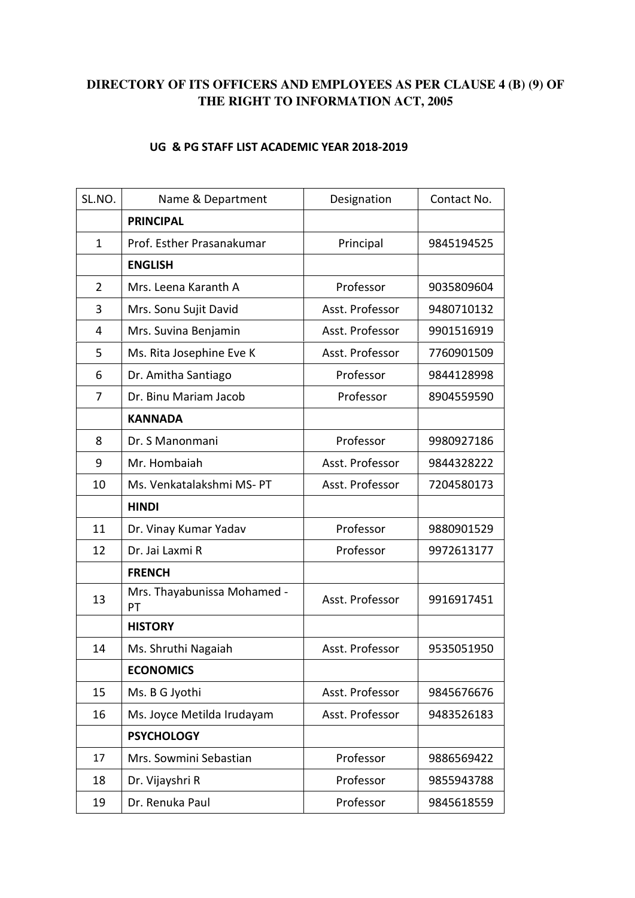## DIRECTORY OF ITS OFFICERS AND EMPLOYEES AS PER CLAUSE 4 (B) (9) OF THE RIGHT TO INFORMATION ACT, 2005

### UG & PG STAFF LIST ACADEMIC YEAR 2018-2019

| SL.NO. | Name & Department | Designation | Contact No. |
|---|---|---|---|
| | **PRINCIPAL** | | |
| 1 | Prof. Esther Prasanakumar | Principal | 9845194525 |
| | **ENGLISH** | | |
| 2 | Mrs. Leena Karanth A | Professor | 9035809604 |
| 3 | Mrs. Sonu Sujit David | Asst. Professor | 9480710132 |
| 4 | Mrs. Suvina Benjamin | Asst. Professor | 9901516919 |
| 5 | Ms. Rita Josephine Eve K | Asst. Professor | 7760901509 |
| 6 | Dr. Amitha Santiago | Professor | 9844128998 |
| 7 | Dr. Binu Mariam Jacob | Professor | 8904559590 |
| | **KANNADA** | | |
| 8 | Dr. S Manonmani | Professor | 9980927186 |
| 9 | Mr. Hombaiah | Asst. Professor | 9844328222 |
| 10 | Ms. Venkatalakshmi MS- PT | Asst. Professor | 7204580173 |
| | **HINDI** | | |
| 11 | Dr. Vinay Kumar Yadav | Professor | 9880901529 |
| 12 | Dr. Jai Laxmi R | Professor | 9972613177 |
| | **FRENCH** | | |
| 13 | Mrs. Thayabunissa Mohamed - PT | Asst. Professor | 9916917451 |
| | **HISTORY** | | |
| 14 | Ms. Shruthi Nagaiah | Asst. Professor | 9535051950 |
| | **ECONOMICS** | | |
| 15 | Ms. B G Jyothi | Asst. Professor | 9845676676 |
| 16 | Ms. Joyce Metilda Irudayam | Asst. Professor | 9483526183 |
| | **PSYCHOLOGY** | | |
| 17 | Mrs. Sowmini Sebastian | Professor | 9886569422 |
| 18 | Dr. Vijayshri R | Professor | 9855943788 |
| 19 | Dr. Renuka Paul | Professor | 9845618559 |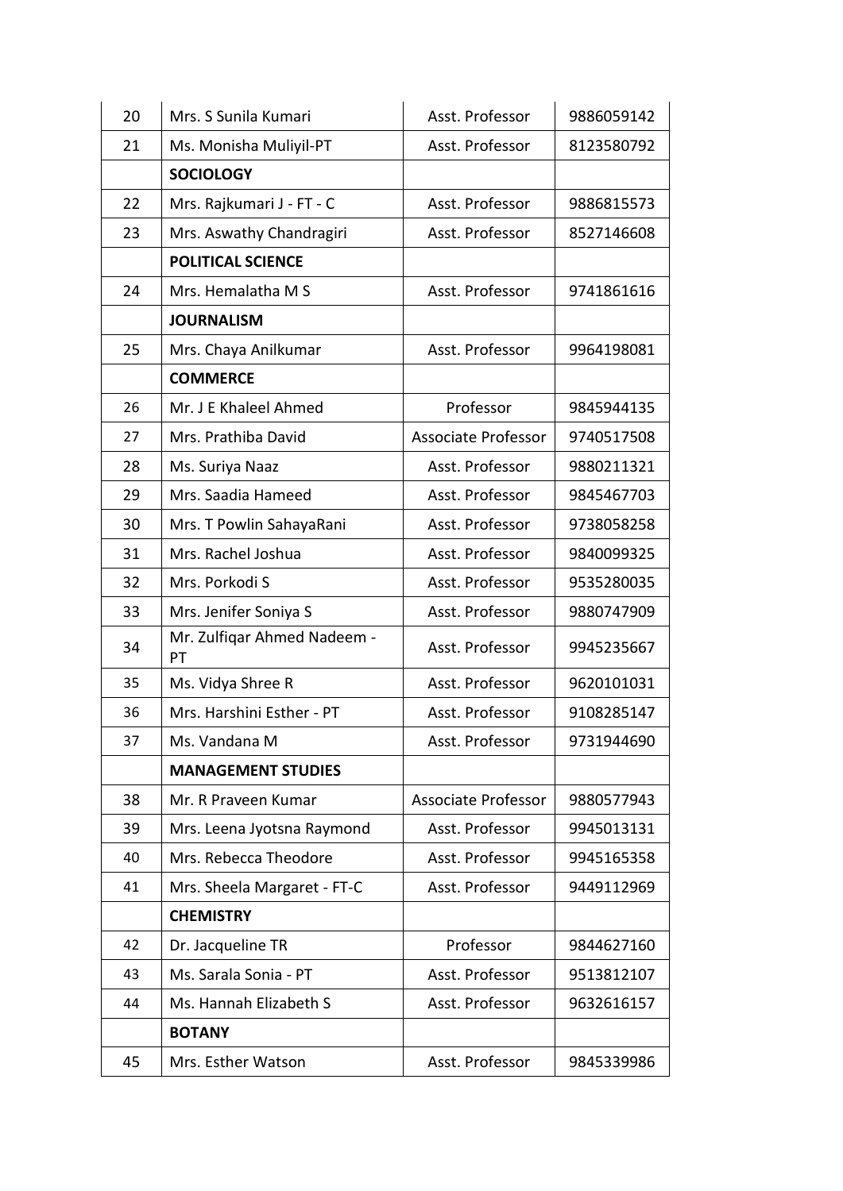| | | | |
|---|---|---|---|
| 20 | Mrs. S Sunila Kumari | Asst. Professor | 9886059142 |
| 21 | Ms. Monisha Muliyil-PT | Asst. Professor | 8123580792 |
| | **SOCIOLOGY** | | |
| 22 | Mrs. Rajkumari J - FT - C | Asst. Professor | 9886815573 |
| 23 | Mrs. Aswathy Chandragiri | Asst. Professor | 8527146608 |
| | **POLITICAL SCIENCE** | | |
| 24 | Mrs. Hemalatha M S | Asst. Professor | 9741861616 |
| | **JOURNALISM** | | |
| 25 | Mrs. Chaya Anilkumar | Asst. Professor | 9964198081 |
| | **COMMERCE** | | |
| 26 | Mr. J E Khaleel Ahmed | Professor | 9845944135 |
| 27 | Mrs. Prathiba David | Associate Professor | 9740517508 |
| 28 | Ms. Suriya Naaz | Asst. Professor | 9880211321 |
| 29 | Mrs. Saadia Hameed | Asst. Professor | 9845467703 |
| 30 | Mrs. T Powlin SahayaRani | Asst. Professor | 9738058258 |
| 31 | Mrs. Rachel Joshua | Asst. Professor | 9840099325 |
| 32 | Mrs. Porkodi S | Asst. Professor | 9535280035 |
| 33 | Mrs. Jenifer Soniya S | Asst. Professor | 9880747909 |
| 34 | Mr. Zulfiqar Ahmed Nadeem - PT | Asst. Professor | 9945235667 |
| 35 | Ms. Vidya Shree R | Asst. Professor | 9620101031 |
| 36 | Mrs. Harshini Esther - PT | Asst. Professor | 9108285147 |
| 37 | Ms. Vandana M | Asst. Professor | 9731944690 |
| | **MANAGEMENT STUDIES** | | |
| 38 | Mr. R Praveen Kumar | Associate Professor | 9880577943 |
| 39 | Mrs. Leena Jyotsna Raymond | Asst. Professor | 9945013131 |
| 40 | Mrs. Rebecca Theodore | Asst. Professor | 9945165358 |
| 41 | Mrs. Sheela Margaret - FT-C | Asst. Professor | 9449112969 |
| | **CHEMISTRY** | | |
| 42 | Dr. Jacqueline TR | Professor | 9844627160 |
| 43 | Ms. Sarala Sonia - PT | Asst. Professor | 9513812107 |
| 44 | Ms. Hannah Elizabeth S | Asst. Professor | 9632616157 |
| | **BOTANY** | | |
| 45 | Mrs. Esther Watson | Asst. Professor | 9845339986 |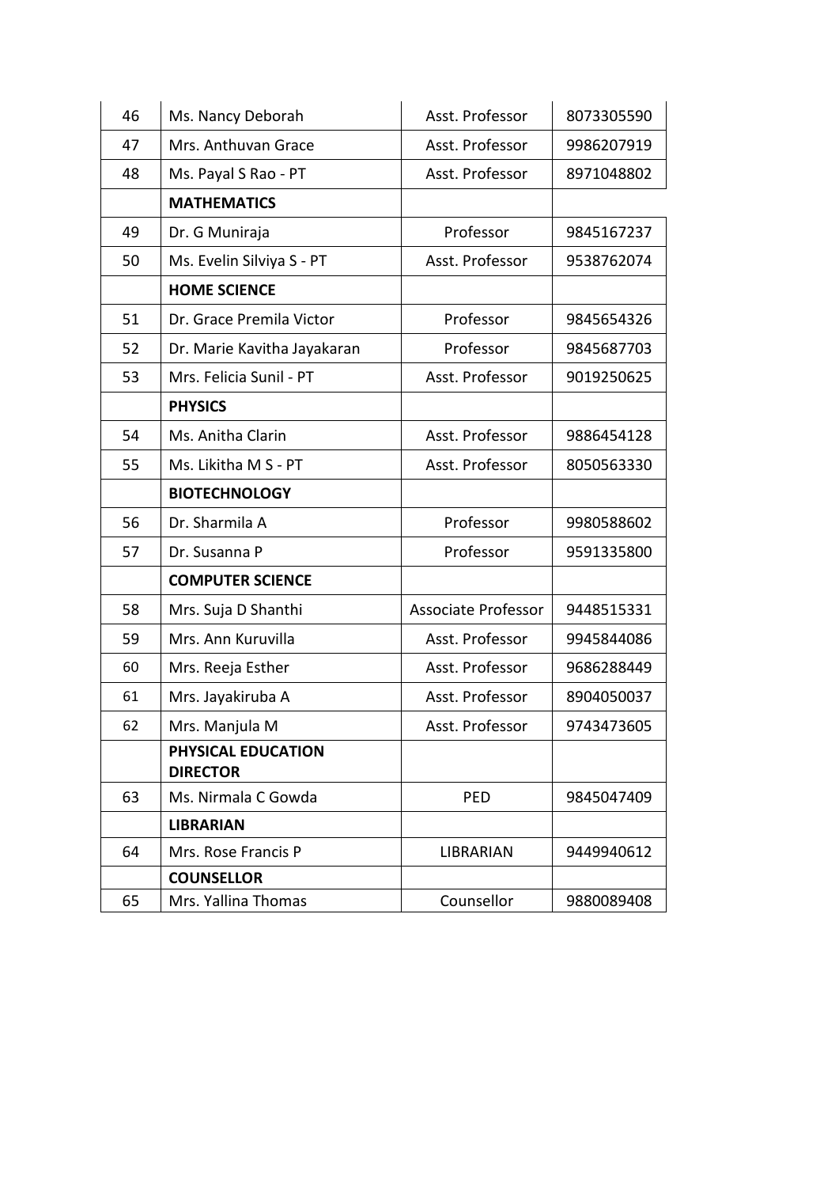| | | | |
|---|---|---|---|
| 46 | Ms. Nancy Deborah | Asst. Professor | 8073305590 |
| 47 | Mrs. Anthuvan Grace | Asst. Professor | 9986207919 |
| 48 | Ms. Payal S Rao - PT | Asst. Professor | 8971048802 |
| | **MATHEMATICS** | | |
| 49 | Dr. G Muniraja | Professor | 9845167237 |
| 50 | Ms. Evelin Silviya S - PT | Asst. Professor | 9538762074 |
| | **HOME SCIENCE** | | |
| 51 | Dr. Grace Premila Victor | Professor | 9845654326 |
| 52 | Dr. Marie Kavitha Jayakaran | Professor | 9845687703 |
| 53 | Mrs. Felicia Sunil - PT | Asst. Professor | 9019250625 |
| | **PHYSICS** | | |
| 54 | Ms. Anitha Clarin | Asst. Professor | 9886454128 |
| 55 | Ms. Likitha M S - PT | Asst. Professor | 8050563330 |
| | **BIOTECHNOLOGY** | | |
| 56 | Dr. Sharmila A | Professor | 9980588602 |
| 57 | Dr. Susanna P | Professor | 9591335800 |
| | **COMPUTER SCIENCE** | | |
| 58 | Mrs. Suja D Shanthi | Associate Professor | 9448515331 |
| 59 | Mrs. Ann Kuruvilla | Asst. Professor | 9945844086 |
| 60 | Mrs. Reeja Esther | Asst. Professor | 9686288449 |
| 61 | Mrs. Jayakiruba A | Asst. Professor | 8904050037 |
| 62 | Mrs. Manjula M | Asst. Professor | 9743473605 |
| | **PHYSICAL EDUCATION DIRECTOR** | | |
| 63 | Ms. Nirmala C Gowda | PED | 9845047409 |
| | **LIBRARIAN** | | |
| 64 | Mrs. Rose Francis P | LIBRARIAN | 9449940612 |
| | **COUNSELLOR** | | |
| 65 | Mrs. Yallina Thomas | Counsellor | 9880089408 |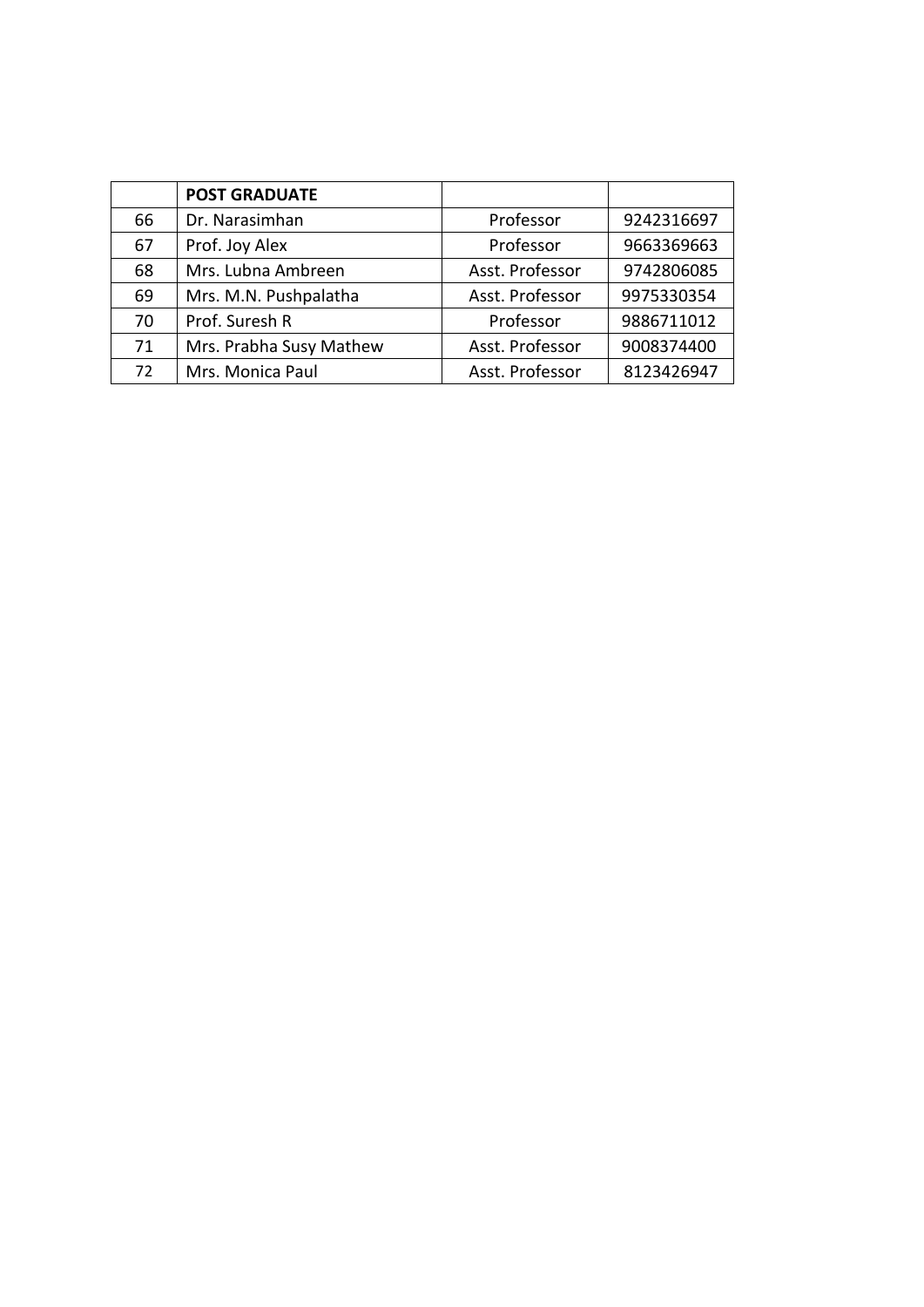| | | | |
|---|---|---|---|
| | **POST GRADUATE** | | |
| 66 | Dr. Narasimhan | Professor | 9242316697 |
| 67 | Prof. Joy Alex | Professor | 9663369663 |
| 68 | Mrs. Lubna Ambreen | Asst. Professor | 9742806085 |
| 69 | Mrs. M.N. Pushpalatha | Asst. Professor | 9975330354 |
| 70 | Prof. Suresh R | Professor | 9886711012 |
| 71 | Mrs. Prabha Susy Mathew | Asst. Professor | 9008374400 |
| 72 | Mrs. Monica Paul | Asst. Professor | 8123426947 |